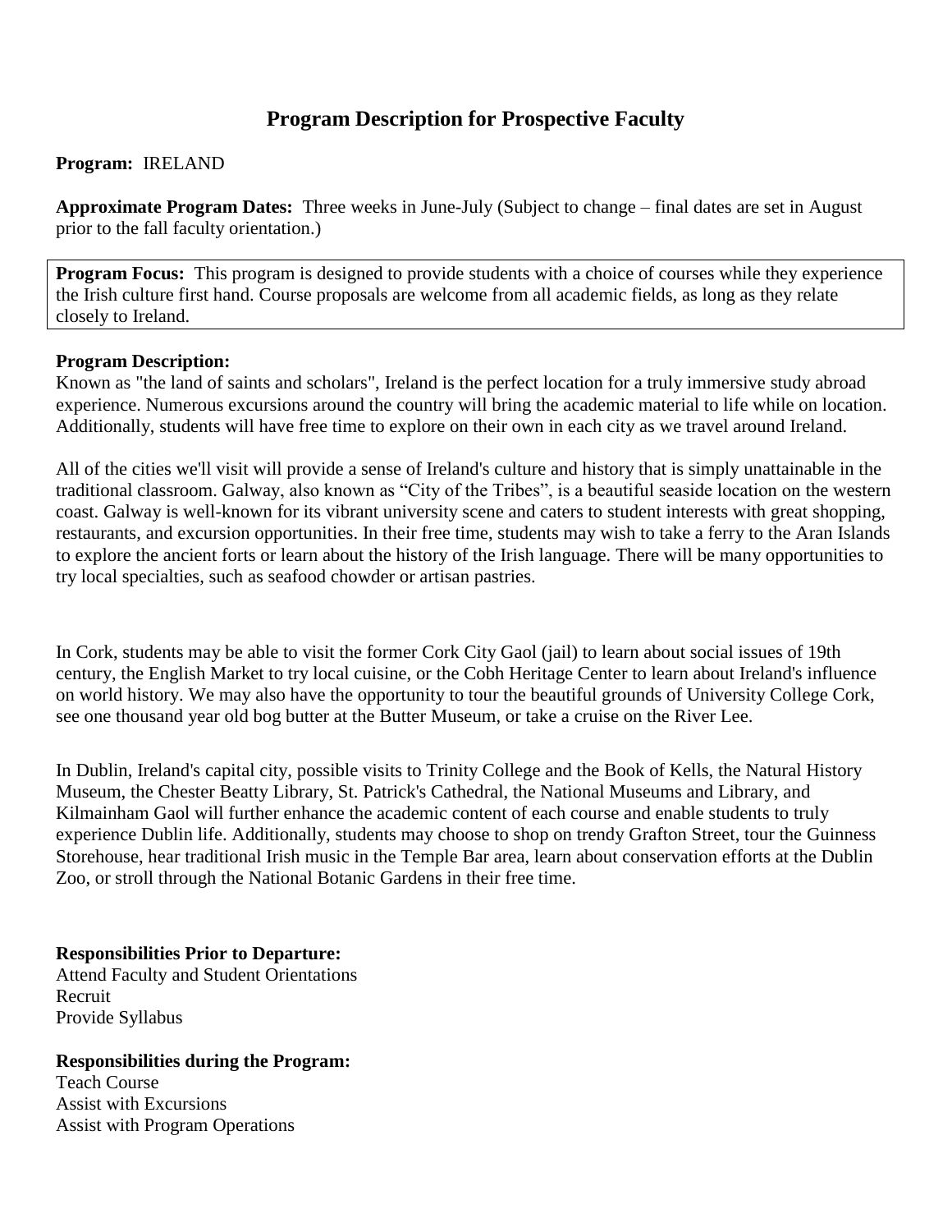# Program Description for Prospective Faculty

**Program:** IRELAND

**Approximate Program Dates:** Three weeks in June-July (Subject to change – final dates are set in August prior to the fall faculty orientation.)

**Program Focus:** This program is designed to provide students with a choice of courses while they experience the Irish culture first hand. Course proposals are welcome from all academic fields, as long as they relate closely to Ireland.

**Program Description:**

Known as "the land of saints and scholars", Ireland is the perfect location for a truly immersive study abroad experience. Numerous excursions around the country will bring the academic material to life while on location. Additionally, students will have free time to explore on their own in each city as we travel around Ireland.

All of the cities we'll visit will provide a sense of Ireland's culture and history that is simply unattainable in the traditional classroom. Galway, also known as "City of the Tribes", is a beautiful seaside location on the western coast. Galway is well-known for its vibrant university scene and caters to student interests with great shopping, restaurants, and excursion opportunities. In their free time, students may wish to take a ferry to the Aran Islands to explore the ancient forts or learn about the history of the Irish language. There will be many opportunities to try local specialties, such as seafood chowder or artisan pastries.

In Cork, students may be able to visit the former Cork City Gaol (jail) to learn about social issues of 19th century, the English Market to try local cuisine, or the Cobh Heritage Center to learn about Ireland's influence on world history. We may also have the opportunity to tour the beautiful grounds of University College Cork, see one thousand year old bog butter at the Butter Museum, or take a cruise on the River Lee.

In Dublin, Ireland's capital city, possible visits to Trinity College and the Book of Kells, the Natural History Museum, the Chester Beatty Library, St. Patrick's Cathedral, the National Museums and Library, and Kilmainham Gaol will further enhance the academic content of each course and enable students to truly experience Dublin life. Additionally, students may choose to shop on trendy Grafton Street, tour the Guinness Storehouse, hear traditional Irish music in the Temple Bar area, learn about conservation efforts at the Dublin Zoo, or stroll through the National Botanic Gardens in their free time.

**Responsibilities Prior to Departure:**

Attend Faculty and Student Orientations
Recruit
Provide Syllabus

**Responsibilities during the Program:**

Teach Course
Assist with Excursions
Assist with Program Operations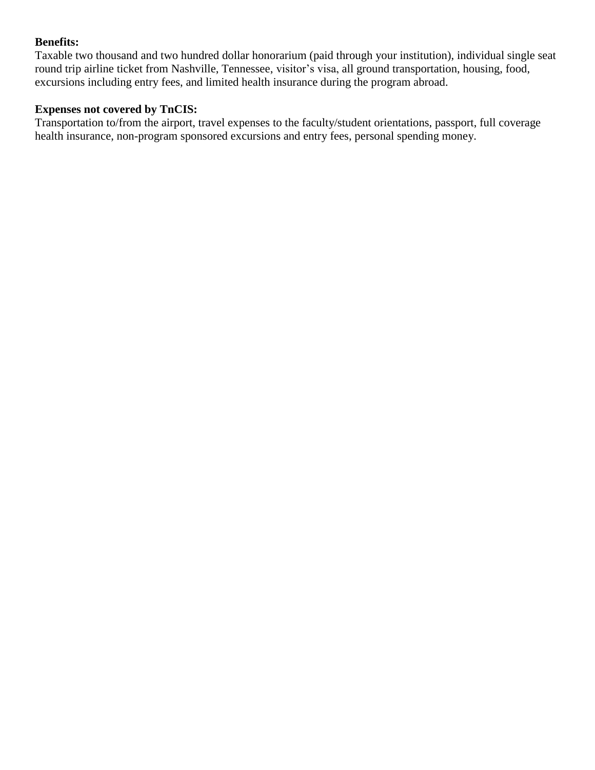**Benefits:**
Taxable two thousand and two hundred dollar honorarium (paid through your institution), individual single seat round trip airline ticket from Nashville, Tennessee, visitor's visa, all ground transportation, housing, food, excursions including entry fees, and limited health insurance during the program abroad.

**Expenses not covered by TnCIS:**
Transportation to/from the airport, travel expenses to the faculty/student orientations, passport, full coverage health insurance, non-program sponsored excursions and entry fees, personal spending money.